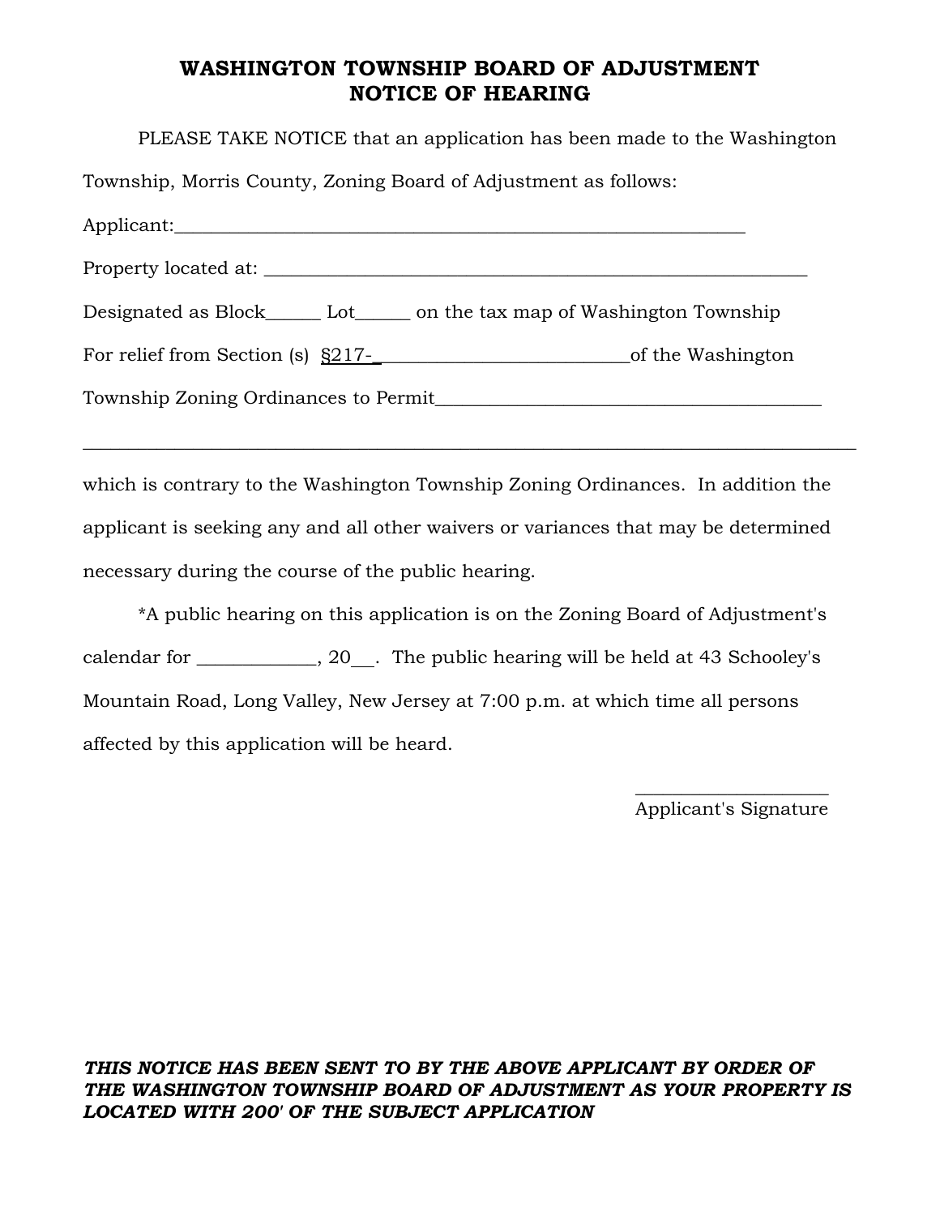# WASHINGTON TOWNSHIP BOARD OF ADJUSTMENT
## NOTICE OF HEARING

PLEASE TAKE NOTICE that an application has been made to the Washington Township, Morris County, Zoning Board of Adjustment as follows:

Applicant:_______________________________________________________________

Property located at: ______________________________________________________

Designated as Block______ Lot______ on the tax map of Washington Township

For relief from Section (s) §217-___________________________of the Washington Township Zoning Ordinances to Permit__________________________________________

______________________________________________________________________________

which is contrary to the Washington Township Zoning Ordinances. In addition the applicant is seeking any and all other waivers or variances that may be determined necessary during the course of the public hearing.

*A public hearing on this application is on the Zoning Board of Adjustment's calendar for _____________, 20__. The public hearing will be held at 43 Schooley's Mountain Road, Long Valley, New Jersey at 7:00 p.m. at which time all persons affected by this application will be heard.

_____________________
Applicant's Signature

***THIS NOTICE HAS BEEN SENT TO BY THE ABOVE APPLICANT BY ORDER OF THE WASHINGTON TOWNSHIP BOARD OF ADJUSTMENT AS YOUR PROPERTY IS LOCATED WITH 200' OF THE SUBJECT APPLICATION***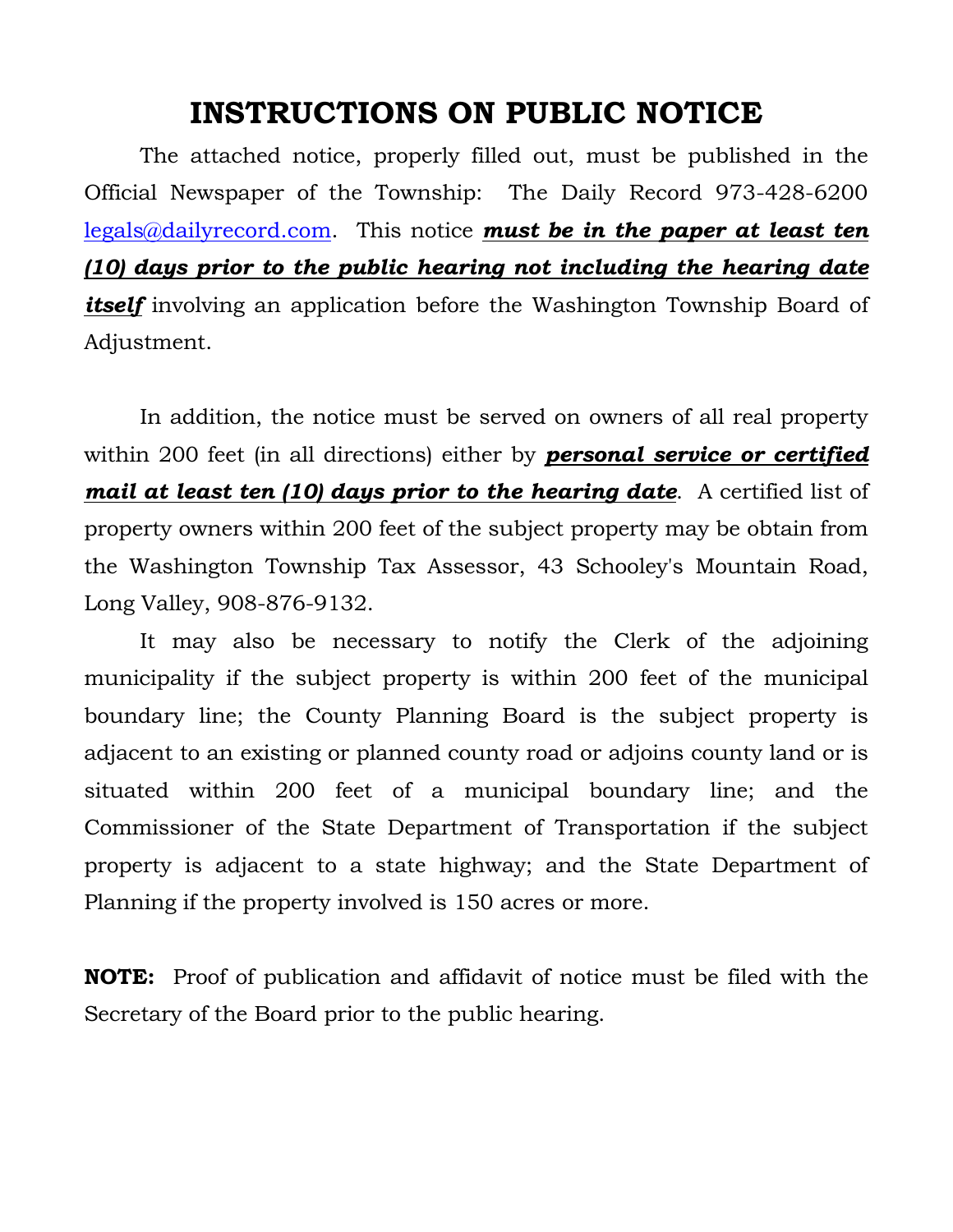# INSTRUCTIONS ON PUBLIC NOTICE

The attached notice, properly filled out, must be published in the Official Newspaper of the Township: The Daily Record 973-428-6200 legals@dailyrecord.com. This notice ***must be in the paper at least ten (10) days prior to the public hearing not including the hearing date itself*** involving an application before the Washington Township Board of Adjustment.

In addition, the notice must be served on owners of all real property within 200 feet (in all directions) either by ***personal service or certified mail at least ten (10) days prior to the hearing date***. A certified list of property owners within 200 feet of the subject property may be obtain from the Washington Township Tax Assessor, 43 Schooley's Mountain Road, Long Valley, 908-876-9132.

It may also be necessary to notify the Clerk of the adjoining municipality if the subject property is within 200 feet of the municipal boundary line; the County Planning Board is the subject property is adjacent to an existing or planned county road or adjoins county land or is situated within 200 feet of a municipal boundary line; and the Commissioner of the State Department of Transportation if the subject property is adjacent to a state highway; and the State Department of Planning if the property involved is 150 acres or more.

**NOTE:** Proof of publication and affidavit of notice must be filed with the Secretary of the Board prior to the public hearing.